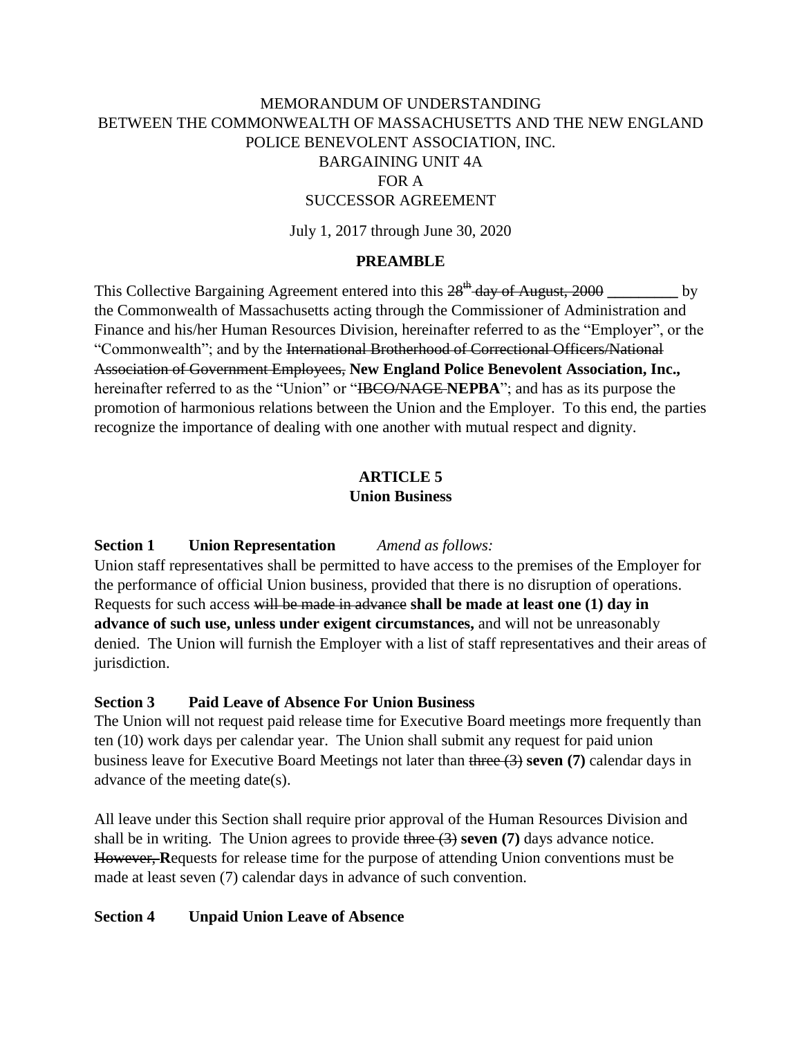MEMORANDUM OF UNDERSTANDING
BETWEEN THE COMMONWEALTH OF MASSACHUSETTS AND THE NEW ENGLAND POLICE BENEVOLENT ASSOCIATION, INC.
BARGAINING UNIT 4A
FOR A
SUCCESSOR AGREEMENT

July 1, 2017 through June 30, 2020

**PREAMBLE**

This Collective Bargaining Agreement entered into this ~~28th day of August, 2000~~ **\_\_\_\_\_\_\_\_\_** by the Commonwealth of Massachusetts acting through the Commissioner of Administration and Finance and his/her Human Resources Division, hereinafter referred to as the "Employer", or the "Commonwealth"; and by the ~~International Brotherhood of Correctional Officers/National Association of Government Employees,~~ **New England Police Benevolent Association, Inc.,** hereinafter referred to as the "Union" or "~~IBCO/NAGE~~ **NEPBA**"; and has as its purpose the promotion of harmonious relations between the Union and the Employer. To this end, the parties recognize the importance of dealing with one another with mutual respect and dignity.

**ARTICLE 5**
**Union Business**

**Section 1 Union Representation** *Amend as follows:*
Union staff representatives shall be permitted to have access to the premises of the Employer for the performance of official Union business, provided that there is no disruption of operations. Requests for such access ~~will be made in advance~~ **shall be made at least one (1) day in advance of such use, unless under exigent circumstances,** and will not be unreasonably denied. The Union will furnish the Employer with a list of staff representatives and their areas of jurisdiction.

**Section 3 Paid Leave of Absence For Union Business**
The Union will not request paid release time for Executive Board meetings more frequently than ten (10) work days per calendar year. The Union shall submit any request for paid union business leave for Executive Board Meetings not later than ~~three (3)~~ **seven (7)** calendar days in advance of the meeting date(s).

All leave under this Section shall require prior approval of the Human Resources Division and shall be in writing. The Union agrees to provide ~~three (3)~~ **seven (7)** days advance notice. ~~However,~~ **R**equests for release time for the purpose of attending Union conventions must be made at least seven (7) calendar days in advance of such convention.

**Section 4 Unpaid Union Leave of Absence**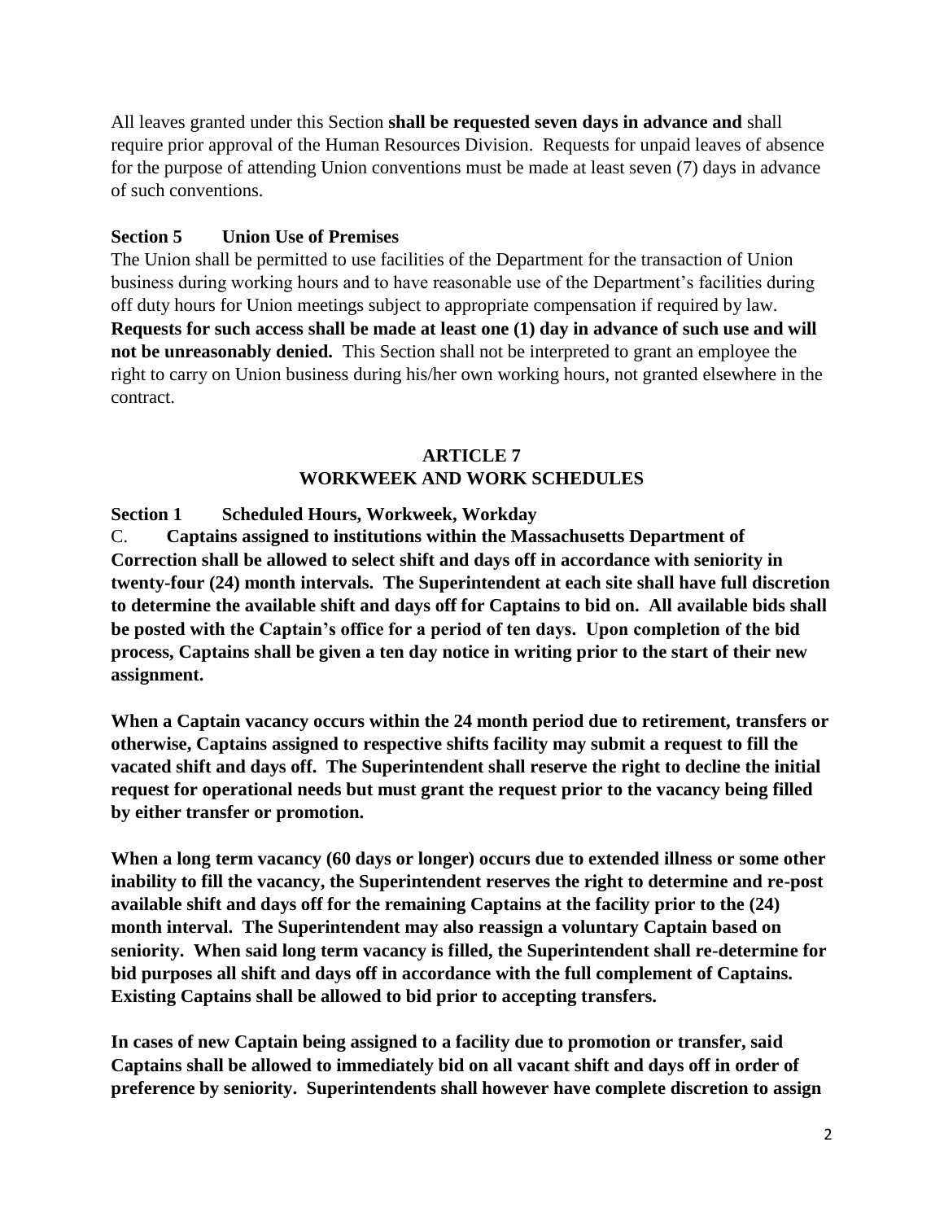All leaves granted under this Section **shall be requested seven days in advance and** shall require prior approval of the Human Resources Division. Requests for unpaid leaves of absence for the purpose of attending Union conventions must be made at least seven (7) days in advance of such conventions.

**Section 5 Union Use of Premises**

The Union shall be permitted to use facilities of the Department for the transaction of Union business during working hours and to have reasonable use of the Department's facilities during off duty hours for Union meetings subject to appropriate compensation if required by law. **Requests for such access shall be made at least one (1) day in advance of such use and will not be unreasonably denied.** This Section shall not be interpreted to grant an employee the right to carry on Union business during his/her own working hours, not granted elsewhere in the contract.

## ARTICLE 7
## WORKWEEK AND WORK SCHEDULES

**Section 1 Scheduled Hours, Workweek, Workday**

C. **Captains assigned to institutions within the Massachusetts Department of Correction shall be allowed to select shift and days off in accordance with seniority in twenty-four (24) month intervals. The Superintendent at each site shall have full discretion to determine the available shift and days off for Captains to bid on. All available bids shall be posted with the Captain's office for a period of ten days. Upon completion of the bid process, Captains shall be given a ten day notice in writing prior to the start of their new assignment.**

**When a Captain vacancy occurs within the 24 month period due to retirement, transfers or otherwise, Captains assigned to respective shifts facility may submit a request to fill the vacated shift and days off. The Superintendent shall reserve the right to decline the initial request for operational needs but must grant the request prior to the vacancy being filled by either transfer or promotion.**

**When a long term vacancy (60 days or longer) occurs due to extended illness or some other inability to fill the vacancy, the Superintendent reserves the right to determine and re-post available shift and days off for the remaining Captains at the facility prior to the (24) month interval. The Superintendent may also reassign a voluntary Captain based on seniority. When said long term vacancy is filled, the Superintendent shall re-determine for bid purposes all shift and days off in accordance with the full complement of Captains. Existing Captains shall be allowed to bid prior to accepting transfers.**

**In cases of new Captain being assigned to a facility due to promotion or transfer, said Captains shall be allowed to immediately bid on all vacant shift and days off in order of preference by seniority. Superintendents shall however have complete discretion to assign**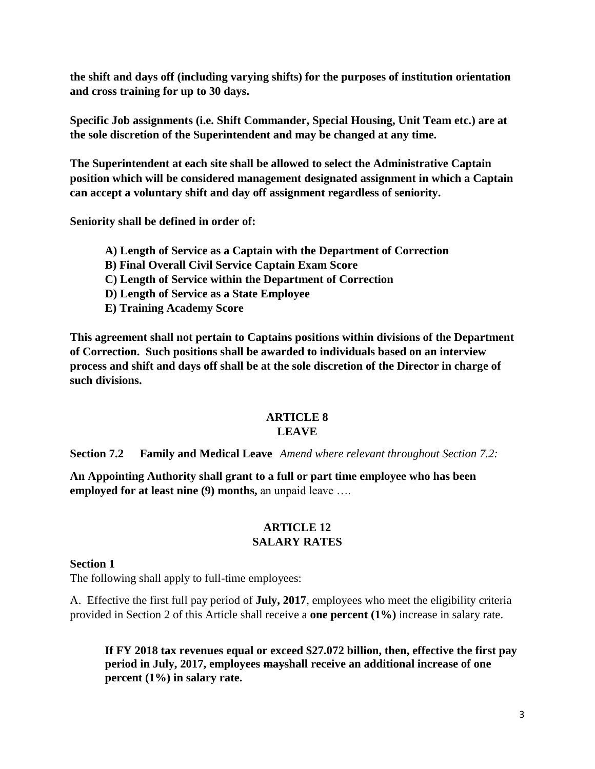**the shift and days off (including varying shifts) for the purposes of institution orientation and cross training for up to 30 days.**

**Specific Job assignments (i.e. Shift Commander, Special Housing, Unit Team etc.) are at the sole discretion of the Superintendent and may be changed at any time.**

**The Superintendent at each site shall be allowed to select the Administrative Captain position which will be considered management designated assignment in which a Captain can accept a voluntary shift and day off assignment regardless of seniority.**

**Seniority shall be defined in order of:**

> **A) Length of Service as a Captain with the Department of Correction**
> **B) Final Overall Civil Service Captain Exam Score**
> **C) Length of Service within the Department of Correction**
> **D) Length of Service as a State Employee**
> **E) Training Academy Score**

**This agreement shall not pertain to Captains positions within divisions of the Department of Correction. Such positions shall be awarded to individuals based on an interview process and shift and days off shall be at the sole discretion of the Director in charge of such divisions.**

## ARTICLE 8
## LEAVE

**Section 7.2 Family and Medical Leave** *Amend where relevant throughout Section 7.2:*

**An Appointing Authority shall grant to a full or part time employee who has been employed for at least nine (9) months,** an unpaid leave ….

## ARTICLE 12
## SALARY RATES

**Section 1**

The following shall apply to full-time employees:

A. Effective the first full pay period of **July, 2017**, employees who meet the eligibility criteria provided in Section 2 of this Article shall receive a **one percent (1%)** increase in salary rate.

> **If FY 2018 tax revenues equal or exceed $27.072 billion, then, effective the first pay period in July, 2017, employees ~~may~~shall receive an additional increase of one percent (1%) in salary rate.**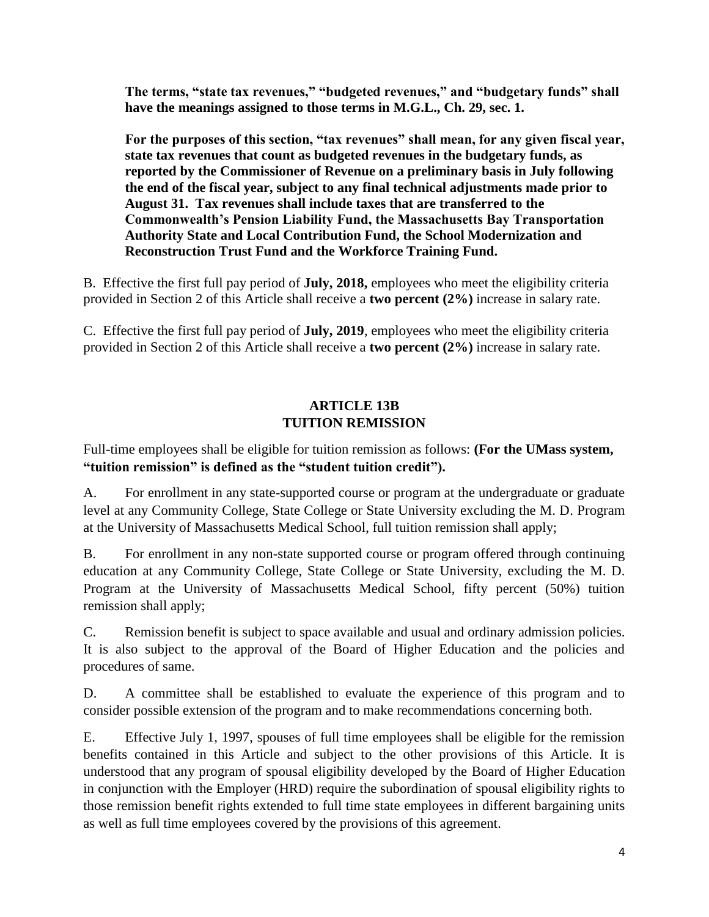**The terms, "state tax revenues," "budgeted revenues," and "budgetary funds" shall have the meanings assigned to those terms in M.G.L., Ch. 29, sec. 1.**

**For the purposes of this section, "tax revenues" shall mean, for any given fiscal year, state tax revenues that count as budgeted revenues in the budgetary funds, as reported by the Commissioner of Revenue on a preliminary basis in July following the end of the fiscal year, subject to any final technical adjustments made prior to August 31. Tax revenues shall include taxes that are transferred to the Commonwealth's Pension Liability Fund, the Massachusetts Bay Transportation Authority State and Local Contribution Fund, the School Modernization and Reconstruction Trust Fund and the Workforce Training Fund.**

B. Effective the first full pay period of **July, 2018,** employees who meet the eligibility criteria provided in Section 2 of this Article shall receive a **two percent (2%)** increase in salary rate.

C. Effective the first full pay period of **July, 2019**, employees who meet the eligibility criteria provided in Section 2 of this Article shall receive a **two percent (2%)** increase in salary rate.

## ARTICLE 13B
## TUITION REMISSION

Full-time employees shall be eligible for tuition remission as follows: **(For the UMass system, "tuition remission" is defined as the "student tuition credit").**

A. For enrollment in any state-supported course or program at the undergraduate or graduate level at any Community College, State College or State University excluding the M. D. Program at the University of Massachusetts Medical School, full tuition remission shall apply;

B. For enrollment in any non-state supported course or program offered through continuing education at any Community College, State College or State University, excluding the M. D. Program at the University of Massachusetts Medical School, fifty percent (50%) tuition remission shall apply;

C. Remission benefit is subject to space available and usual and ordinary admission policies. It is also subject to the approval of the Board of Higher Education and the policies and procedures of same.

D. A committee shall be established to evaluate the experience of this program and to consider possible extension of the program and to make recommendations concerning both.

E. Effective July 1, 1997, spouses of full time employees shall be eligible for the remission benefits contained in this Article and subject to the other provisions of this Article. It is understood that any program of spousal eligibility developed by the Board of Higher Education in conjunction with the Employer (HRD) require the subordination of spousal eligibility rights to those remission benefit rights extended to full time state employees in different bargaining units as well as full time employees covered by the provisions of this agreement.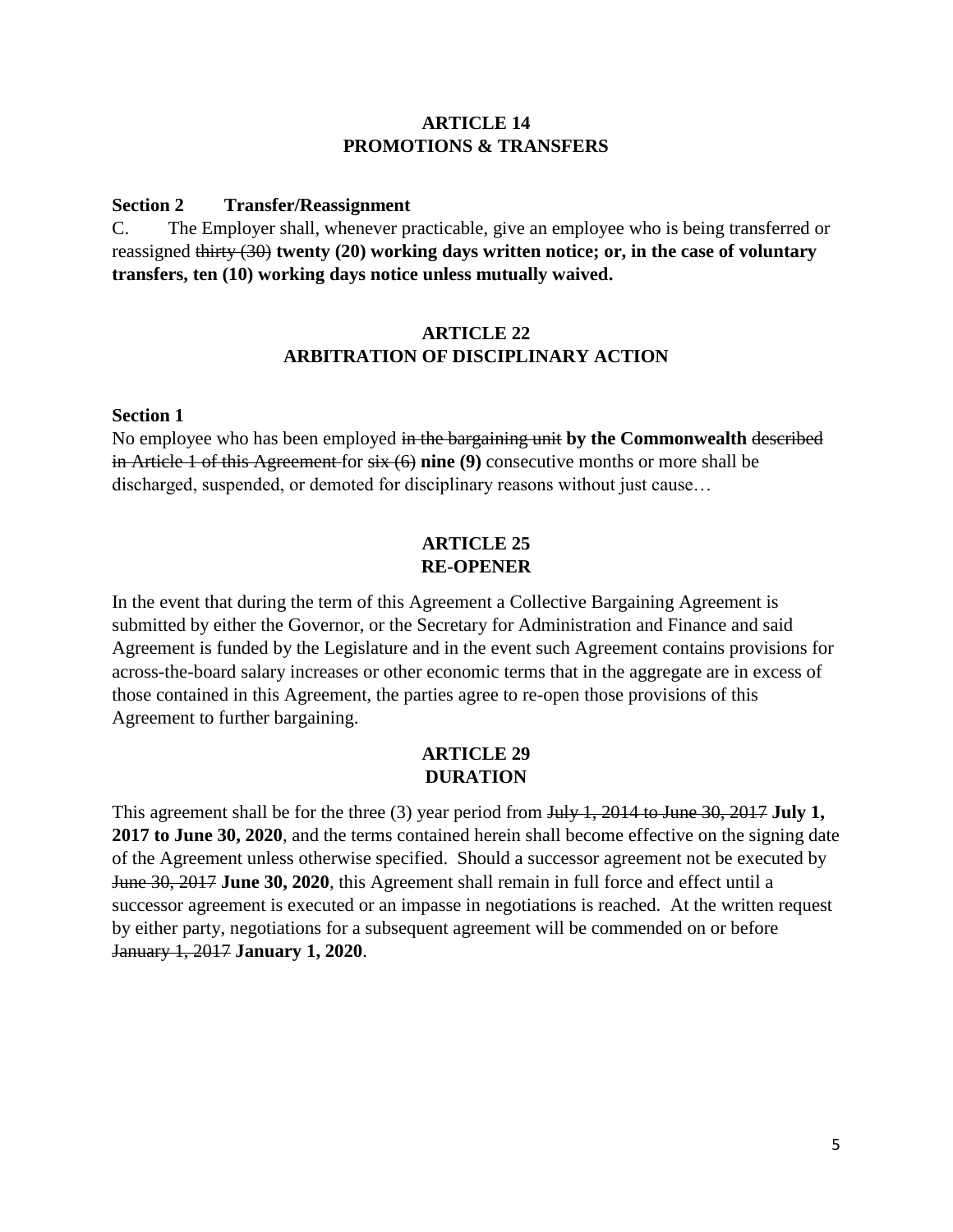## ARTICLE 14
## PROMOTIONS & TRANSFERS

**Section 2 Transfer/Reassignment**

C. The Employer shall, whenever practicable, give an employee who is being transferred or reassigned ~~thirty (30)~~ **twenty (20) working days written notice; or, in the case of voluntary transfers, ten (10) working days notice unless mutually waived.**

## ARTICLE 22
## ARBITRATION OF DISCIPLINARY ACTION

**Section 1**

No employee who has been employed ~~in the bargaining unit~~ **by the Commonwealth** ~~described in Article 1 of this Agreement~~ for ~~six (6)~~ **nine (9)** consecutive months or more shall be discharged, suspended, or demoted for disciplinary reasons without just cause…

## ARTICLE 25
## RE-OPENER

In the event that during the term of this Agreement a Collective Bargaining Agreement is submitted by either the Governor, or the Secretary for Administration and Finance and said Agreement is funded by the Legislature and in the event such Agreement contains provisions for across-the-board salary increases or other economic terms that in the aggregate are in excess of those contained in this Agreement, the parties agree to re-open those provisions of this Agreement to further bargaining.

## ARTICLE 29
## DURATION

This agreement shall be for the three (3) year period from ~~July 1, 2014 to June 30, 2017~~ **July 1, 2017 to June 30, 2020**, and the terms contained herein shall become effective on the signing date of the Agreement unless otherwise specified. Should a successor agreement not be executed by ~~June 30, 2017~~ **June 30, 2020**, this Agreement shall remain in full force and effect until a successor agreement is executed or an impasse in negotiations is reached. At the written request by either party, negotiations for a subsequent agreement will be commended on or before ~~January 1, 2017~~ **January 1, 2020**.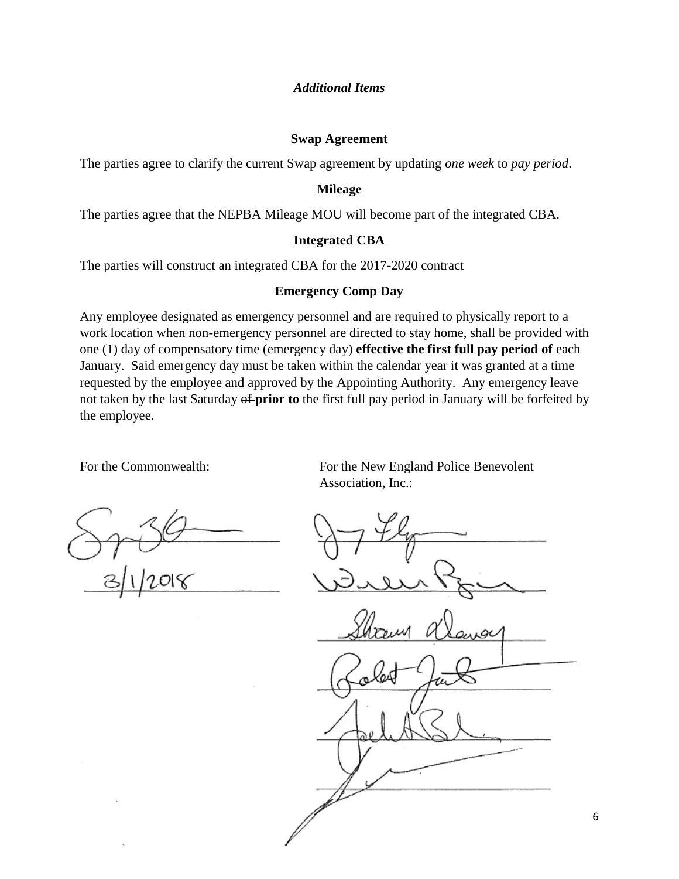*Additional Items*

**Swap Agreement**

The parties agree to clarify the current Swap agreement by updating *one week* to *pay period*.

**Mileage**

The parties agree that the NEPBA Mileage MOU will become part of the integrated CBA.

**Integrated CBA**

The parties will construct an integrated CBA for the 2017-2020 contract

**Emergency Comp Day**

Any employee designated as emergency personnel and are required to physically report to a work location when non-emergency personnel are directed to stay home, shall be provided with one (1) day of compensatory time (emergency day) **effective the first full pay period of** each January. Said emergency day must be taken within the calendar year it was granted at a time requested by the employee and approved by the Appointing Authority. Any emergency leave not taken by the last Saturday ~~of~~ **prior to** the first full pay period in January will be forfeited by the employee.

For the Commonwealth:

3/1/2018

For the New England Police Benevolent Association, Inc.: